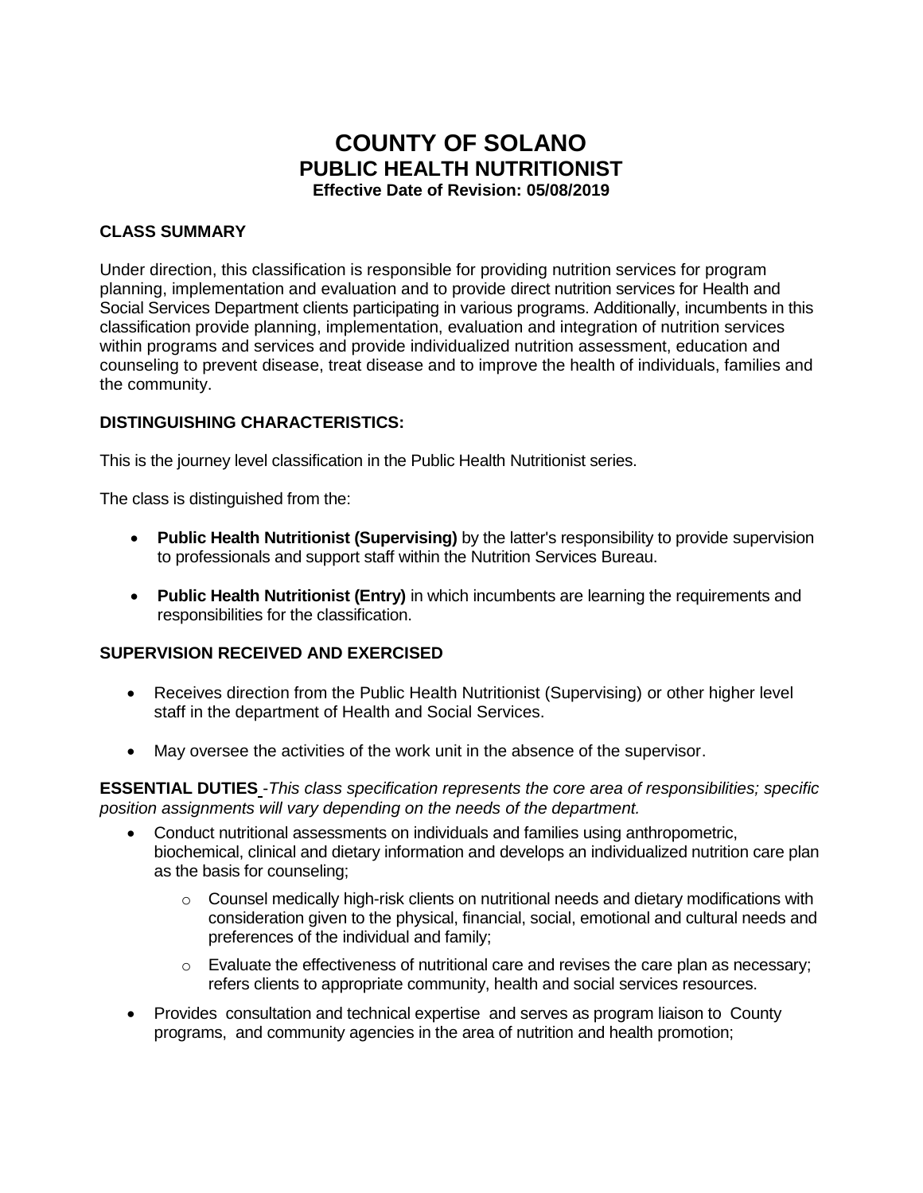# COUNTY OF SOLANO
## PUBLIC HEALTH NUTRITIONIST
**Effective Date of Revision: 05/08/2019**

### CLASS SUMMARY

Under direction, this classification is responsible for providing nutrition services for program planning, implementation and evaluation and to provide direct nutrition services for Health and Social Services Department clients participating in various programs. Additionally, incumbents in this classification provide planning, implementation, evaluation and integration of nutrition services within programs and services and provide individualized nutrition assessment, education and counseling to prevent disease, treat disease and to improve the health of individuals, families and the community.

### DISTINGUISHING CHARACTERISTICS:

This is the journey level classification in the Public Health Nutritionist series.

The class is distinguished from the:

- **Public Health Nutritionist (Supervising)** by the latter's responsibility to provide supervision to professionals and support staff within the Nutrition Services Bureau.
- **Public Health Nutritionist (Entry)** in which incumbents are learning the requirements and responsibilities for the classification.

### SUPERVISION RECEIVED AND EXERCISED

- Receives direction from the Public Health Nutritionist (Supervising) or other higher level staff in the department of Health and Social Services.
- May oversee the activities of the work unit in the absence of the supervisor.

**ESSENTIAL DUTIES** -*This class specification represents the core area of responsibilities; specific position assignments will vary depending on the needs of the department.*

- Conduct nutritional assessments on individuals and families using anthropometric, biochemical, clinical and dietary information and develops an individualized nutrition care plan as the basis for counseling;
  - Counsel medically high-risk clients on nutritional needs and dietary modifications with consideration given to the physical, financial, social, emotional and cultural needs and preferences of the individual and family;
  - Evaluate the effectiveness of nutritional care and revises the care plan as necessary; refers clients to appropriate community, health and social services resources.
- Provides consultation and technical expertise and serves as program liaison to County programs, and community agencies in the area of nutrition and health promotion;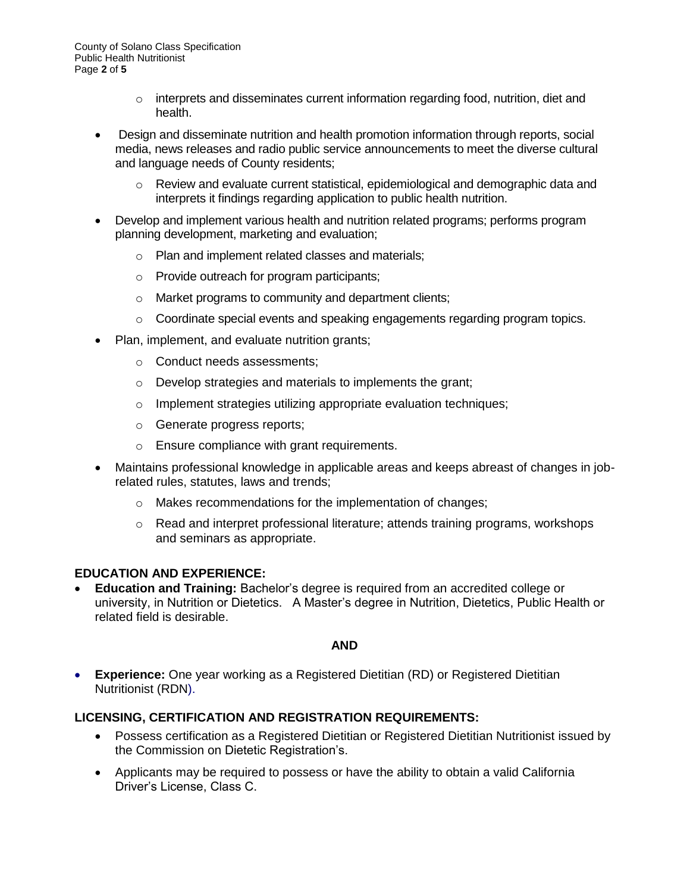- interprets and disseminates current information regarding food, nutrition, diet and health.

- Design and disseminate nutrition and health promotion information through reports, social media, news releases and radio public service announcements to meet the diverse cultural and language needs of County residents;
  - Review and evaluate current statistical, epidemiological and demographic data and interprets it findings regarding application to public health nutrition.
- Develop and implement various health and nutrition related programs; performs program planning development, marketing and evaluation;
  - Plan and implement related classes and materials;
  - Provide outreach for program participants;
  - Market programs to community and department clients;
  - Coordinate special events and speaking engagements regarding program topics.
- Plan, implement, and evaluate nutrition grants;
  - Conduct needs assessments;
  - Develop strategies and materials to implements the grant;
  - Implement strategies utilizing appropriate evaluation techniques;
  - Generate progress reports;
  - Ensure compliance with grant requirements.
- Maintains professional knowledge in applicable areas and keeps abreast of changes in job-related rules, statutes, laws and trends;
  - Makes recommendations for the implementation of changes;
  - Read and interpret professional literature; attends training programs, workshops and seminars as appropriate.

## EDUCATION AND EXPERIENCE:

- **Education and Training:** Bachelor's degree is required from an accredited college or university, in Nutrition or Dietetics. A Master's degree in Nutrition, Dietetics, Public Health or related field is desirable.

**AND**

- **Experience:** One year working as a Registered Dietitian (RD) or Registered Dietitian Nutritionist (RDN).

## LICENSING, CERTIFICATION AND REGISTRATION REQUIREMENTS:

- Possess certification as a Registered Dietitian or Registered Dietitian Nutritionist issued by the Commission on Dietetic Registration's.
- Applicants may be required to possess or have the ability to obtain a valid California Driver's License, Class C.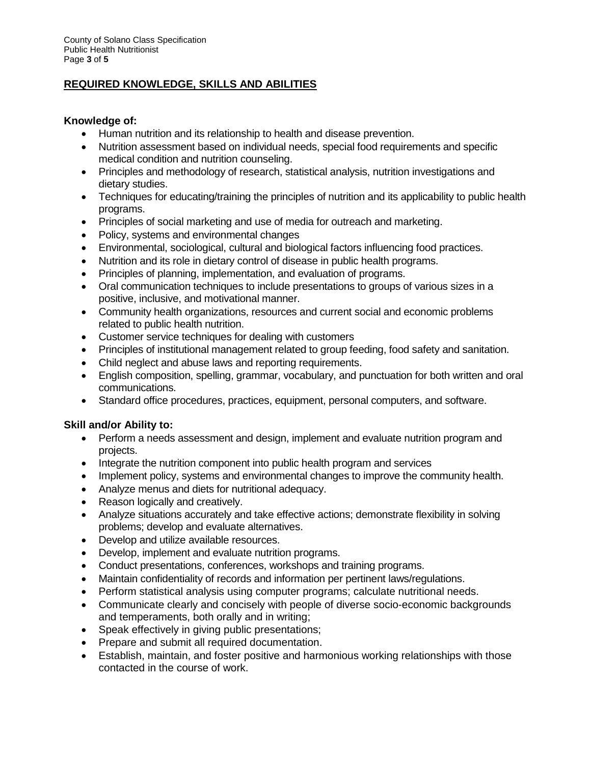## **REQUIRED KNOWLEDGE, SKILLS AND ABILITIES**

**Knowledge of:**

- Human nutrition and its relationship to health and disease prevention.
- Nutrition assessment based on individual needs, special food requirements and specific medical condition and nutrition counseling.
- Principles and methodology of research, statistical analysis, nutrition investigations and dietary studies.
- Techniques for educating/training the principles of nutrition and its applicability to public health programs.
- Principles of social marketing and use of media for outreach and marketing.
- Policy, systems and environmental changes
- Environmental, sociological, cultural and biological factors influencing food practices.
- Nutrition and its role in dietary control of disease in public health programs.
- Principles of planning, implementation, and evaluation of programs.
- Oral communication techniques to include presentations to groups of various sizes in a positive, inclusive, and motivational manner.
- Community health organizations, resources and current social and economic problems related to public health nutrition.
- Customer service techniques for dealing with customers
- Principles of institutional management related to group feeding, food safety and sanitation.
- Child neglect and abuse laws and reporting requirements.
- English composition, spelling, grammar, vocabulary, and punctuation for both written and oral communications.
- Standard office procedures, practices, equipment, personal computers, and software.

**Skill and/or Ability to:**

- Perform a needs assessment and design, implement and evaluate nutrition program and projects.
- Integrate the nutrition component into public health program and services
- Implement policy, systems and environmental changes to improve the community health.
- Analyze menus and diets for nutritional adequacy.
- Reason logically and creatively.
- Analyze situations accurately and take effective actions; demonstrate flexibility in solving problems; develop and evaluate alternatives.
- Develop and utilize available resources.
- Develop, implement and evaluate nutrition programs.
- Conduct presentations, conferences, workshops and training programs.
- Maintain confidentiality of records and information per pertinent laws/regulations.
- Perform statistical analysis using computer programs; calculate nutritional needs.
- Communicate clearly and concisely with people of diverse socio-economic backgrounds and temperaments, both orally and in writing;
- Speak effectively in giving public presentations;
- Prepare and submit all required documentation.
- Establish, maintain, and foster positive and harmonious working relationships with those contacted in the course of work.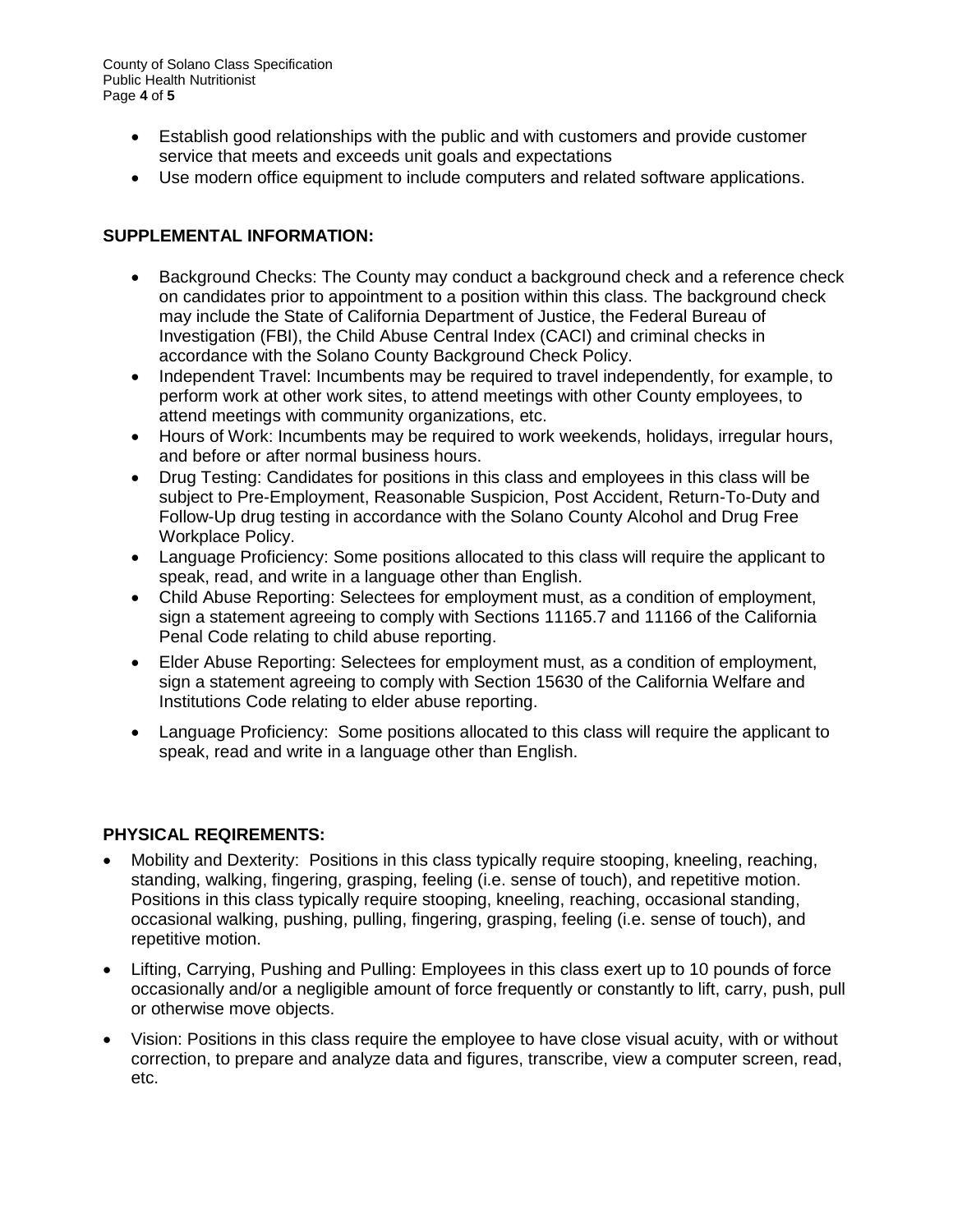- Establish good relationships with the public and with customers and provide customer service that meets and exceeds unit goals and expectations
- Use modern office equipment to include computers and related software applications.

## SUPPLEMENTAL INFORMATION:

- Background Checks: The County may conduct a background check and a reference check on candidates prior to appointment to a position within this class. The background check may include the State of California Department of Justice, the Federal Bureau of Investigation (FBI), the Child Abuse Central Index (CACI) and criminal checks in accordance with the Solano County Background Check Policy.
- Independent Travel: Incumbents may be required to travel independently, for example, to perform work at other work sites, to attend meetings with other County employees, to attend meetings with community organizations, etc.
- Hours of Work: Incumbents may be required to work weekends, holidays, irregular hours, and before or after normal business hours.
- Drug Testing: Candidates for positions in this class and employees in this class will be subject to Pre-Employment, Reasonable Suspicion, Post Accident, Return-To-Duty and Follow-Up drug testing in accordance with the Solano County Alcohol and Drug Free Workplace Policy.
- Language Proficiency: Some positions allocated to this class will require the applicant to speak, read, and write in a language other than English.
- Child Abuse Reporting: Selectees for employment must, as a condition of employment, sign a statement agreeing to comply with Sections 11165.7 and 11166 of the California Penal Code relating to child abuse reporting.
- Elder Abuse Reporting: Selectees for employment must, as a condition of employment, sign a statement agreeing to comply with Section 15630 of the California Welfare and Institutions Code relating to elder abuse reporting.
- Language Proficiency: Some positions allocated to this class will require the applicant to speak, read and write in a language other than English.

## PHYSICAL REQIREMENTS:

- Mobility and Dexterity: Positions in this class typically require stooping, kneeling, reaching, standing, walking, fingering, grasping, feeling (i.e. sense of touch), and repetitive motion. Positions in this class typically require stooping, kneeling, reaching, occasional standing, occasional walking, pushing, pulling, fingering, grasping, feeling (i.e. sense of touch), and repetitive motion.
- Lifting, Carrying, Pushing and Pulling: Employees in this class exert up to 10 pounds of force occasionally and/or a negligible amount of force frequently or constantly to lift, carry, push, pull or otherwise move objects.
- Vision: Positions in this class require the employee to have close visual acuity, with or without correction, to prepare and analyze data and figures, transcribe, view a computer screen, read, etc.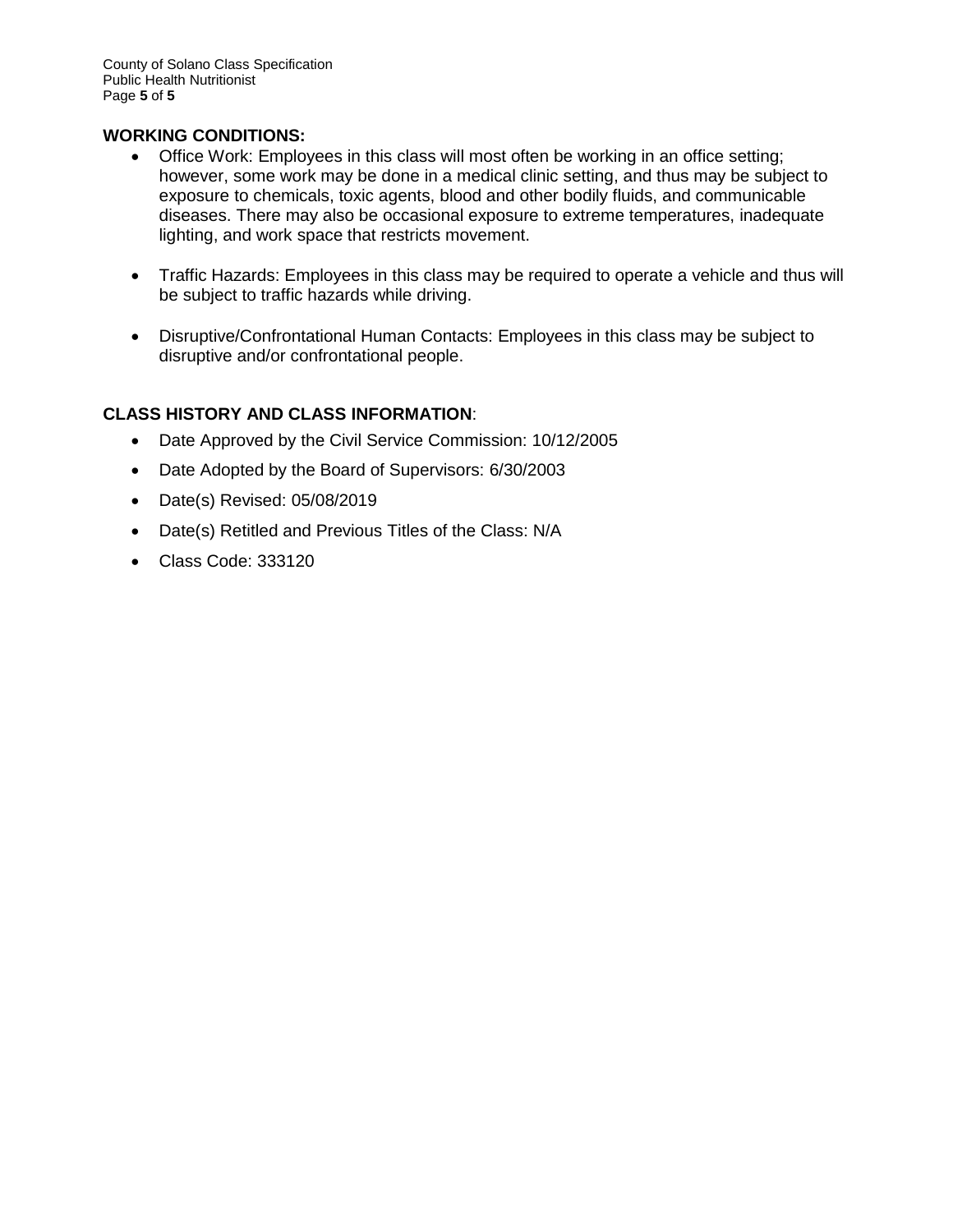**WORKING CONDITIONS:**

- Office Work: Employees in this class will most often be working in an office setting; however, some work may be done in a medical clinic setting, and thus may be subject to exposure to chemicals, toxic agents, blood and other bodily fluids, and communicable diseases. There may also be occasional exposure to extreme temperatures, inadequate lighting, and work space that restricts movement.

- Traffic Hazards: Employees in this class may be required to operate a vehicle and thus will be subject to traffic hazards while driving.

- Disruptive/Confrontational Human Contacts: Employees in this class may be subject to disruptive and/or confrontational people.

**CLASS HISTORY AND CLASS INFORMATION**:

- Date Approved by the Civil Service Commission: 10/12/2005
- Date Adopted by the Board of Supervisors: 6/30/2003
- Date(s) Revised: 05/08/2019
- Date(s) Retitled and Previous Titles of the Class: N/A
- Class Code: 333120